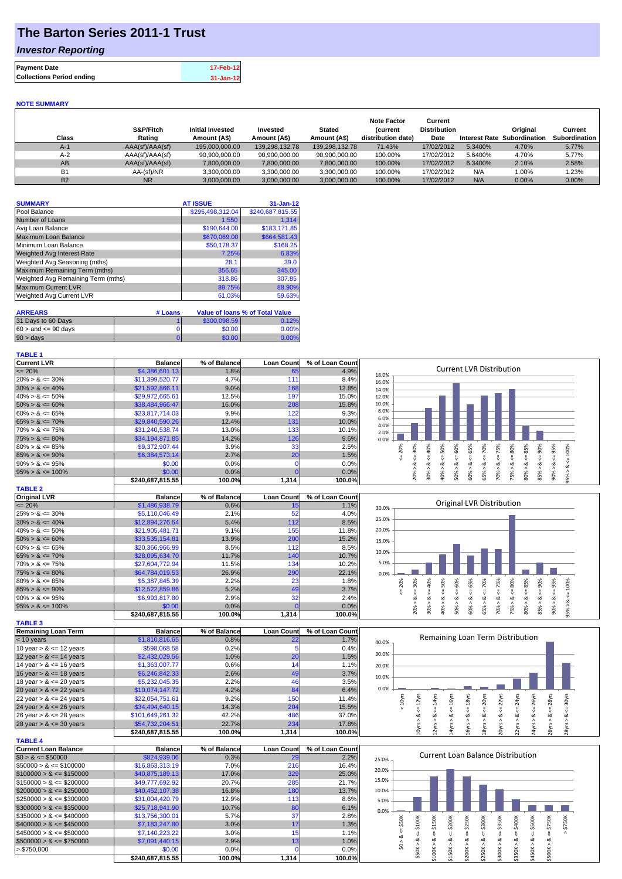# The Barton Series 2011-1 Trust

## *Investor Reporting*

| **Payment Date** | **17-Feb-12** |
|---|---|
| **Collections Period ending** | **31-Jan-12** |

**NOTE SUMMARY**

| Class | S&P/Fitch Rating | Initial Invested Amount (A$) | Invested Amount (A$) | Stated Amount (A$) | Note Factor (current distribution date) | Current Distribution Date | Interest Rate | Original Subordination | Current Subordination |
|---|---|---|---|---|---|---|---|---|---|
| A-1 | AAA(sf)/AAA(sf) | 195,000,000.00 | 139,298,132.78 | 139,298,132.78 | 71.43% | 17/02/2012 | 5.3400% | 4.70% | 5.77% |
| A-2 | AAA(sf)/AAA(sf) | 90,900,000.00 | 90,900,000.00 | 90,900,000.00 | 100.00% | 17/02/2012 | 5.6400% | 4.70% | 5.77% |
| AB | AAA(sf)/AAA(sf) | 7,800,000.00 | 7,800,000.00 | 7,800,000.00 | 100.00% | 17/02/2012 | 6.3400% | 2.10% | 2.58% |
| B1 | AA-(sf)/NR | 3,300,000.00 | 3,300,000.00 | 3,300,000.00 | 100.00% | 17/02/2012 | N/A | 1.00% | 1.23% |
| B2 | NR | 3,000,000.00 | 3,000,000.00 | 3,000,000.00 | 100.00% | 17/02/2012 | N/A | 0.00% | 0.00% |

| SUMMARY | AT ISSUE | 31-Jan-12 |
|---|---|---|
| Pool Balance | $295,498,312.04 | $240,687,815.55 |
| Number of Loans | 1,550 | 1,314 |
| Avg Loan Balance | $190,644.00 | $183,171.85 |
| Maximum Loan Balance | $670,069.00 | $664,581.43 |
| Minimum Loan Balance | $50,178.37 | $168.25 |
| Weighted Avg Interest Rate | 7.25% | 6.83% |
| Weighted Avg Seasoning (mths) | 28.1 | 39.0 |
| Maximum Remaining Term (mths) | 356.65 | 345.00 |
| Weighted Avg Remaining Term (mths) | 318.86 | 307.85 |
| Maximum Current LVR | 89.75% | 88.90% |
| Weighted Avg Current LVR | 61.03% | 59.63% |

| ARREARS | # Loans | Value of loans | % of Total Value |
|---|---|---|---|
| 31 Days to 60 Days | 1 | $300,098.59 | 0.12% |
| $60 >$ and $<= 90$ days | 0 | $0.00 | 0.00% |
| $90 >$ days | 0 | $0.00 | 0.00% |

**TABLE 1**

| Current LVR | Balance | % of Balance | Loan Count | % of Loan Count |
|---|---|---|---|---|
| <= 20% | $4,386,601.13 | 1.8% | 65 | 4.9% |
| 20% > & <= 30% | $11,399,520.77 | 4.7% | 111 | 8.4% |
| 30% > & <= 40% | $21,592,866.11 | 9.0% | 168 | 12.8% |
| 40% > & <= 50% | $29,972,665.61 | 12.5% | 197 | 15.0% |
| 50% > & <= 60% | $38,484,966.47 | 16.0% | 208 | 15.8% |
| 60% > & <= 65% | $23,817,714.03 | 9.9% | 122 | 9.3% |
| 65% > & <= 70% | $29,840,590.26 | 12.4% | 131 | 10.0% |
| 70% > & <= 75% | $31,240,538.74 | 13.0% | 133 | 10.1% |
| 75% > & <= 80% | $34,194,871.85 | 14.2% | 126 | 9.6% |
| 80% > & <= 85% | $9,372,907.44 | 3.9% | 33 | 2.5% |
| 85% > & <= 90% | $6,384,573.14 | 2.7% | 20 | 1.5% |
| 90% > & <= 95% | $0.00 | 0.0% | 0 | 0.0% |
| 95% > & <= 100% | $0.00 | 0.0% | 0 | 0.0% |
| | $240,687,815.55 | 100.0% | 1,314 | 100.0% |

**TABLE 2**

| Original LVR | Balance | % of Balance | Loan Count | % of Loan Count |
|---|---|---|---|---|
| <= 20% | $1,486,938.79 | 0.6% | 15 | 1.1% |
| 25% > & <= 30% | $5,110,046.49 | 2.1% | 52 | 4.0% |
| 30% > & <= 40% | $12,894,276.54 | 5.4% | 112 | 8.5% |
| 40% > & <= 50% | $21,905,481.71 | 9.1% | 155 | 11.8% |
| 50% > & <= 60% | $33,535,154.81 | 13.9% | 200 | 15.2% |
| 60% > & <= 65% | $20,366,966.99 | 8.5% | 112 | 8.5% |
| 65% > & <= 70% | $28,095,634.70 | 11.7% | 140 | 10.7% |
| 70% > & <= 75% | $27,604,772.94 | 11.5% | 134 | 10.2% |
| 75% > & <= 80% | $64,784,019.53 | 26.9% | 290 | 22.1% |
| 80% > & <= 85% | $5,387,845.39 | 2.2% | 23 | 1.8% |
| 85% > & <= 90% | $12,522,859.86 | 5.2% | 49 | 3.7% |
| 90% > & <= 95% | $6,993,817.80 | 2.9% | 32 | 2.4% |
| 95% > & <= 100% | $0.00 | 0.0% | 0 | 0.0% |
| | $240,687,815.55 | 100.0% | 1,314 | 100.0% |

**TABLE 3**

| Remaining Loan Term | Balance | % of Balance | Loan Count | % of Loan Count |
|---|---|---|---|---|
| < 10 years | $1,810,816.65 | 0.8% | 22 | 1.7% |
| 10 year > & <= 12 years | $598,068.58 | 0.2% | 5 | 0.4% |
| 12 year > & <= 14 years | $2,432,029.56 | 1.0% | 20 | 1.5% |
| 14 year > & <= 16 years | $1,363,007.77 | 0.6% | 14 | 1.1% |
| 16 year > & <= 18 years | $6,246,842.33 | 2.6% | 49 | 3.7% |
| 18 year > & <= 20 years | $5,232,045.35 | 2.2% | 46 | 3.5% |
| 20 year > & <= 22 years | $10,074,147.72 | 4.2% | 84 | 6.4% |
| 22 year > & <= 24 years | $22,054,751.61 | 9.2% | 150 | 11.4% |
| 24 year > & <= 26 years | $34,494,640.15 | 14.3% | 204 | 15.5% |
| 26 year > & <= 28 years | $101,649,261.32 | 42.2% | 486 | 37.0% |
| 28 year > & <= 30 years | $54,732,204.51 | 22.7% | 234 | 17.8% |
| | $240,687,815.55 | 100.0% | 1,314 | 100.0% |

**TABLE 4**

| Current Loan Balance | Balance | % of Balance | Loan Count | % of Loan Count |
|---|---|---|---|---|
| $0 > & <= $50000 | $824,939.06 | 0.3% | 29 | 2.2% |
| $50000 > & <= $100000 | $16,863,313.19 | 7.0% | 216 | 16.4% |
| $100000 > & <= $150000 | $40,875,189.13 | 17.0% | 329 | 25.0% |
| $150000 > & <= $200000 | $49,777,692.92 | 20.7% | 285 | 21.7% |
| $200000 > & <= $250000 | $40,452,107.38 | 16.8% | 180 | 13.7% |
| $250000 > & <= $300000 | $31,004,420.79 | 12.9% | 113 | 8.6% |
| $300000 > & <= $350000 | $25,718,941.90 | 10.7% | 80 | 6.1% |
| $350000 > & <= $400000 | $13,756,300.01 | 5.7% | 37 | 2.8% |
| $400000 > & <= $450000 | $7,183,247.80 | 3.0% | 17 | 1.3% |
| $450000 > & <= $500000 | $7,140,223.22 | 3.0% | 15 | 1.1% |
| $500000 > & <= $750000 | $7,091,440.15 | 2.9% | 13 | 1.0% |
| > $750,000 | $0.00 | 0.0% | 0 | 0.0% |
| | $240,687,815.55 | 100.0% | 1,314 | 100.0% |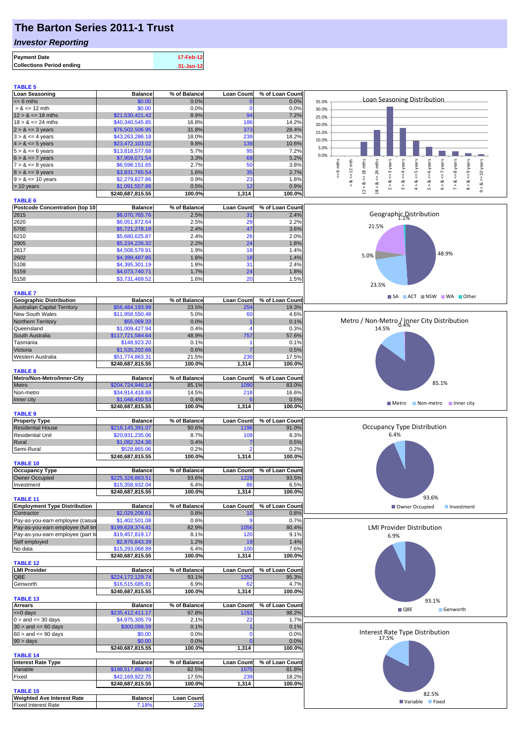# The Barton Series 2011-1 Trust

## *Investor Reporting*

| | |
|---|---|
| **Payment Date** | 17-Feb-12 |
| **Collections Period ending** | 31-Jan-12 |

**TABLE 5**

| Loan Seasoning | Balance | % of Balance | Loan Count | % of Loan Count |
|---|---|---|---|---|
| <= 6 mths | $0.00 | 0.0% | 0 | 0.0% |
| > & <= 12 mth | $0.00 | 0.0% | 0 | 0.0% |
| 12 > & <= 18 mths | $21,530,421.42 | 8.9% | 94 | 7.2% |
| 18 > & <= 24 mths | $40,340,545.85 | 16.8% | 186 | 14.2% |
| 2 > & <= 3 years | $76,502,506.95 | 31.8% | 373 | 28.4% |
| 3 > & <= 4 years | $43,263,286.18 | 18.0% | 239 | 18.2% |
| 4 > & <= 5 years | $23,472,103.02 | 9.8% | 139 | 10.6% |
| 5 > & <= 6 years | $13,818,577.68 | 5.7% | 95 | 7.2% |
| 6 > & <= 7 years | $7,959,071.54 | 3.3% | 68 | 5.2% |
| 7 > & <= 8 years | $6,598,151.65 | 2.7% | 50 | 3.8% |
| 8 > & <= 9 years | $3,831,765.54 | 1.6% | 35 | 2.7% |
| 9 > & <= 10 years | $2,279,827.86 | 0.9% | 23 | 1.8% |
| > 10 years | $1,091,557.86 | 0.5% | 12 | 0.9% |
| | $240,687,815.55 | 100.0% | 1,314 | 100.0% |

Loan Seasoning Distribution

35.0%
30.0%
25.0%
20.0%
15.0%
10.0%
5.0%
0.0%

<= 6 mths
> & <= 12 mth
12 > & <= 18 mths
18 > & <= 24 mths
2 > & <= 3 years
3 > & <= 4 years
4 > & <= 5 years
5 > & <= 6 years
6 > & <= 7 years
7 > & <= 8 years
8 > & <= 9 years
9 > & <= 10 years

**TABLE 6**

| Postcode Concentration (top 10) | Balance | % of Balance | Loan Count | % of Loan Count |
|---|---|---|---|---|
| 2615 | $6,070,765.76 | 2.5% | 31 | 2.4% |
| 2620 | $6,051,872.64 | 2.5% | 29 | 2.2% |
| 5700 | $5,721,278.18 | 2.4% | 47 | 3.6% |
| 6210 | $5,680,625.87 | 2.4% | 26 | 2.0% |
| 2905 | $5,234,226.32 | 2.2% | 24 | 1.8% |
| 2617 | $4,508,579.91 | 1.9% | 18 | 1.4% |
| 2602 | $4,399,487.85 | 1.8% | 18 | 1.4% |
| 5108 | $4,395,301.19 | 1.8% | 31 | 2.4% |
| 5159 | $4,073,740.71 | 1.7% | 24 | 1.8% |
| 5158 | $3,731,469.52 | 1.6% | 20 | 1.5% |

Geographic Distribution

1.1%
21.5%
5.0%
48.9%
23.5%

SA ACT NSW WA Other

**TABLE 7**

| Geographic Distribution | Balance | % of Balance | Loan Count | % of Loan Count |
|---|---|---|---|---|
| Australian Capital Territory | $56,484,193.99 | 23.5% | 254 | 19.3% |
| New South Wales | $11,958,550.48 | 5.0% | 60 | 4.6% |
| Northern Territory | $55,069.33 | 0.0% | 1 | 0.1% |
| Queensland | $1,009,427.94 | 0.4% | 4 | 0.3% |
| South Australia | $117,721,584.64 | 48.9% | 757 | 57.6% |
| Tasmania | $148,923.20 | 0.1% | 1 | 0.1% |
| Victoria | $1,535,202.66 | 0.6% | 7 | 0.5% |
| Western Australia | $51,774,863.31 | 21.5% | 230 | 17.5% |
| | $240,687,815.55 | 100.0% | 1,314 | 100.0% |

Metro / Non-Metro / Inner City Distribution

14.5%
0.4%
85.1%

Metro Non-metro Inner city

**TABLE 8**

| Metro/Non-Metro/Inner-City | Balance | % of Balance | Loan Count | % of Loan Count |
|---|---|---|---|---|
| Metro | $204,724,946.14 | 85.1% | 1090 | 83.0% |
| Non-metro | $34,914,418.88 | 14.5% | 218 | 16.6% |
| Inner city | $1,048,450.53 | 0.4% | 6 | 0.5% |
| | $240,687,815.55 | 100.0% | 1,314 | 100.0% |

**TABLE 9**

| Property Type | Balance | % of Balance | Loan Count | % of Loan Count |
|---|---|---|---|---|
| Residential House | $218,145,391.07 | 90.6% | 1196 | 91.0% |
| Residential Unit | $20,931,235.06 | 8.7% | 109 | 8.3% |
| Rural | $1,082,324.36 | 0.4% | 7 | 0.5% |
| Semi-Rural | $528,865.06 | 0.2% | 2 | 0.2% |
| | $240,687,815.55 | 100.0% | 1,314 | 100.0% |

Occupancy Type Distribution

6.4%
93.6%

Owner Occupied Investment

**TABLE 10**

| Occupancy Type | Balance | % of Balance | Loan Count | % of Loan Count |
|---|---|---|---|---|
| Owner Occupied | $225,328,883.51 | 93.6% | 1228 | 93.5% |
| Investment | $15,358,932.04 | 6.4% | 86 | 6.5% |
| | $240,687,815.55 | 100.0% | 1,314 | 100.0% |

**TABLE 11**

| Employment Type Distribution | Balance | % of Balance | Loan Count | % of Loan Count |
|---|---|---|---|---|
| Contractor | $2,029,208.61 | 0.8% | 10 | 0.8% |
| Pay-as-you-earn employee (casua | $1,402,501.08 | 0.6% | 9 | 0.7% |
| Pay-as-you-earn employee (full tim | $199,628,374.41 | 82.9% | 1056 | 80.4% |
| Pay-as-you-earn employee (part ti | $19,457,819.17 | 8.1% | 120 | 9.1% |
| Self employed | $2,876,843.39 | 1.2% | 19 | 1.4% |
| No data | $15,293,068.89 | 6.4% | 100 | 7.6% |
| | $240,687,815.55 | 100.0% | 1,314 | 100.0% |

LMI Provider Distribution

6.9%
93.1%

QBE Genworth

**TABLE 12**

| LMI Provider | Balance | % of Balance | Loan Count | % of Loan Count |
|---|---|---|---|---|
| QBE | $224,172,129.74 | 93.1% | 1252 | 95.3% |
| Genworth | $16,515,685.81 | 6.9% | 62 | 4.7% |
| | $240,687,815.55 | 100.0% | 1,314 | 100.0% |

**TABLE 13**

| Arrears | Balance | % of Balance | Loan Count | % of Loan Count |
|---|---|---|---|---|
| <=0 days | $235,412,411.17 | 97.8% | 1291 | 98.2% |
| 0 > and <= 30 days | $4,975,305.79 | 2.1% | 22 | 1.7% |
| 30 > and <= 60 days | $300,098.59 | 0.1% | 1 | 0.1% |
| 60 > and <= 90 days | $0.00 | 0.0% | 0 | 0.0% |
| 90 > days | $0.00 | 0.0% | 0 | 0.0% |
| | $240,687,815.55 | 100.0% | 1,314 | 100.0% |

Interest Rate Type Distribution

17.5%
82.5%

Variable Fixed

**TABLE 14**

| Interest Rate Type | Balance | % of Balance | Loan Count | % of Loan Count |
|---|---|---|---|---|
| Variable | $198,517,892.80 | 82.5% | 1075 | 81.8% |
| Fixed | $42,169,922.75 | 17.5% | 239 | 18.2% |
| | $240,687,815.55 | 100.0% | 1,314 | 100.0% |

**TABLE 15**

| Weighted Ave Interest Rate | Balance | Loan Count |
|---|---|---|
| Fixed Interest Rate | 7.18% | 239 |